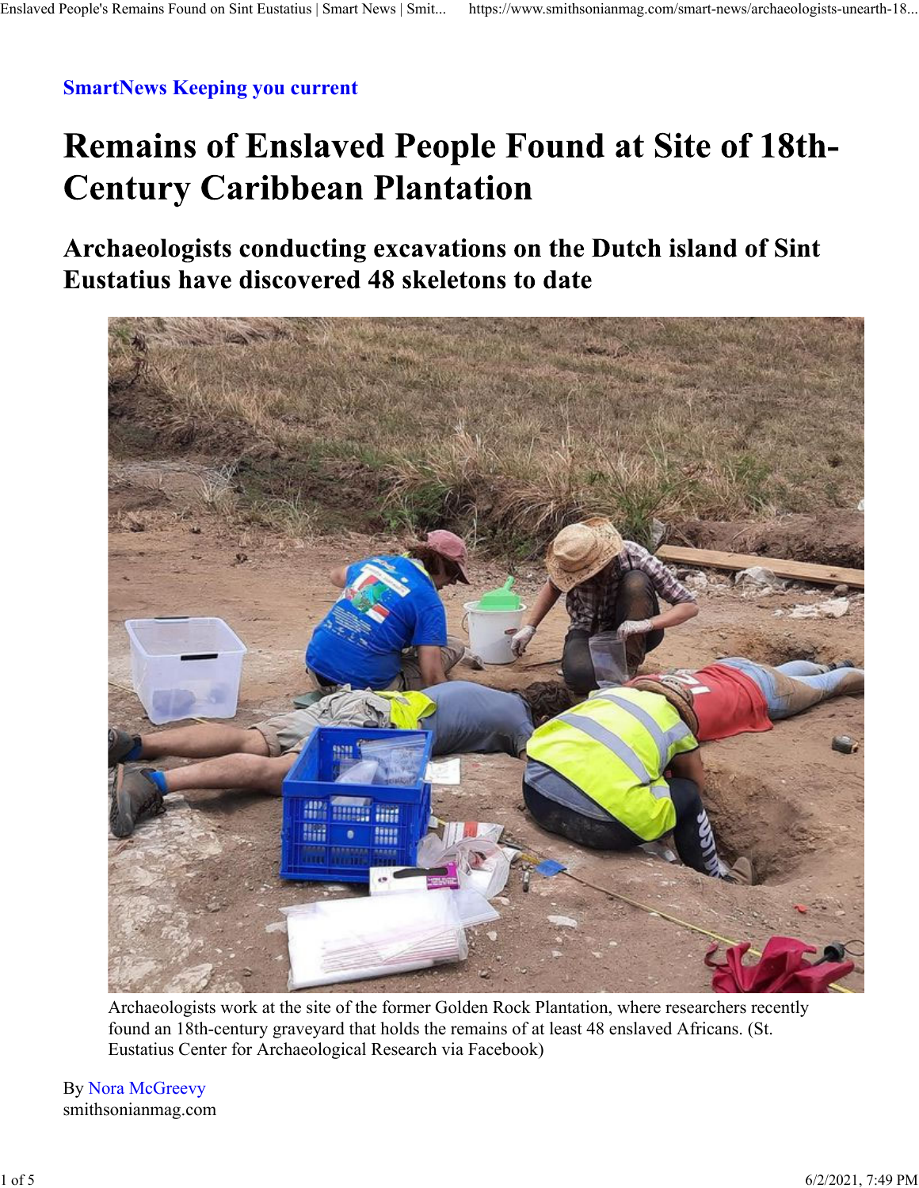SmartNews Keeping you current

# Remains of Enslaved People Found at Site of 18th-Century Caribbean Plantation

## Archaeologists conducting excavations on the Dutch island of Sint Eustatius have discovered 48 skeletons to date

Archaeologists work at the site of the former Golden Rock Plantation, where researchers recently found an 18th-century graveyard that holds the remains of at least 48 enslaved Africans. (St. Eustatius Center for Archaeological Research via Facebook)

By Nora McGreevy
smithsonianmag.com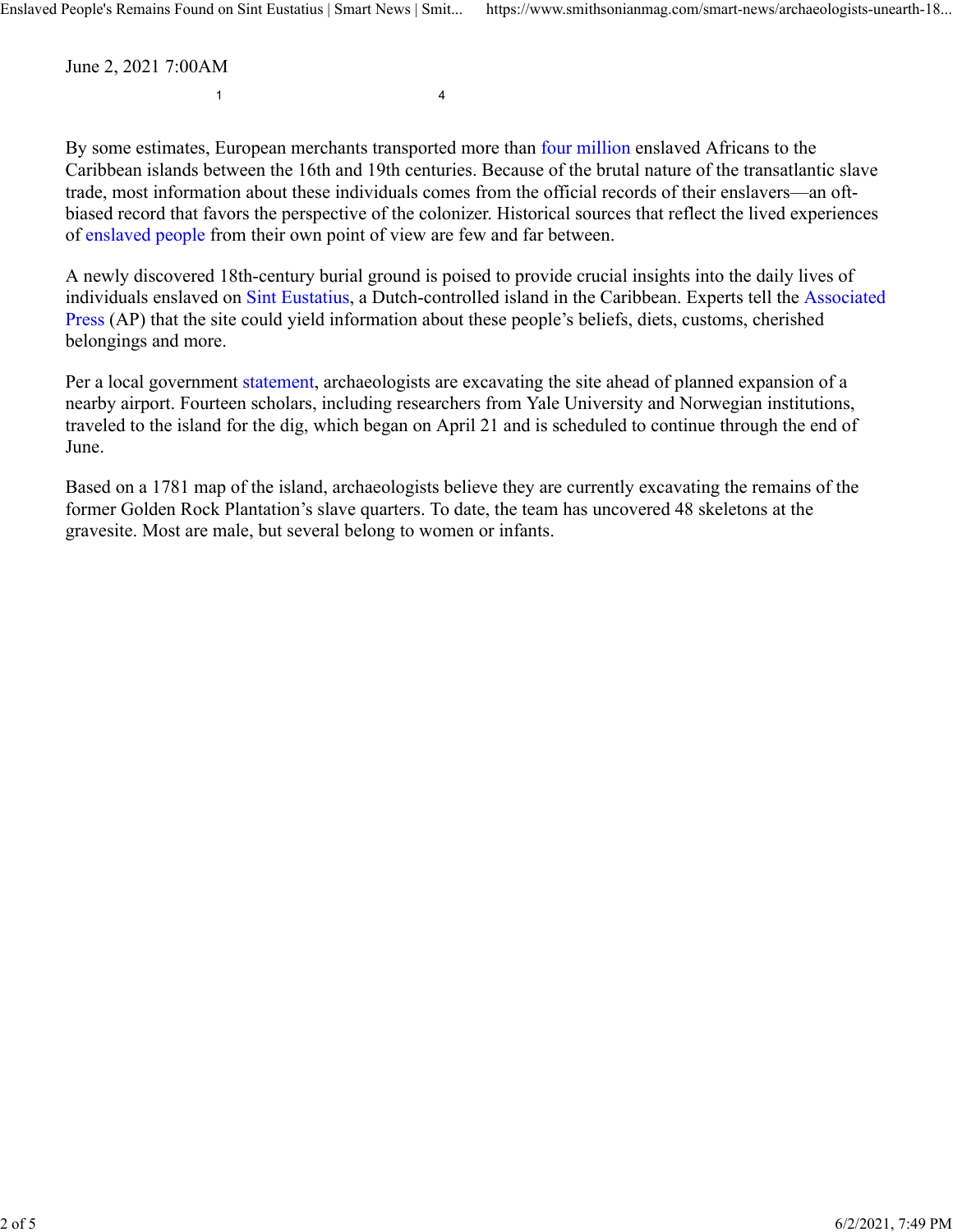June 2, 2021 7:00AM

By some estimates, European merchants transported more than four million enslaved Africans to the Caribbean islands between the 16th and 19th centuries. Because of the brutal nature of the transatlantic slave trade, most information about these individuals comes from the official records of their enslavers—an oft-biased record that favors the perspective of the colonizer. Historical sources that reflect the lived experiences of enslaved people from their own point of view are few and far between.

A newly discovered 18th-century burial ground is poised to provide crucial insights into the daily lives of individuals enslaved on Sint Eustatius, a Dutch-controlled island in the Caribbean. Experts tell the Associated Press (AP) that the site could yield information about these people's beliefs, diets, customs, cherished belongings and more.

Per a local government statement, archaeologists are excavating the site ahead of planned expansion of a nearby airport. Fourteen scholars, including researchers from Yale University and Norwegian institutions, traveled to the island for the dig, which began on April 21 and is scheduled to continue through the end of June.

Based on a 1781 map of the island, archaeologists believe they are currently excavating the remains of the former Golden Rock Plantation's slave quarters. To date, the team has uncovered 48 skeletons at the gravesite. Most are male, but several belong to women or infants.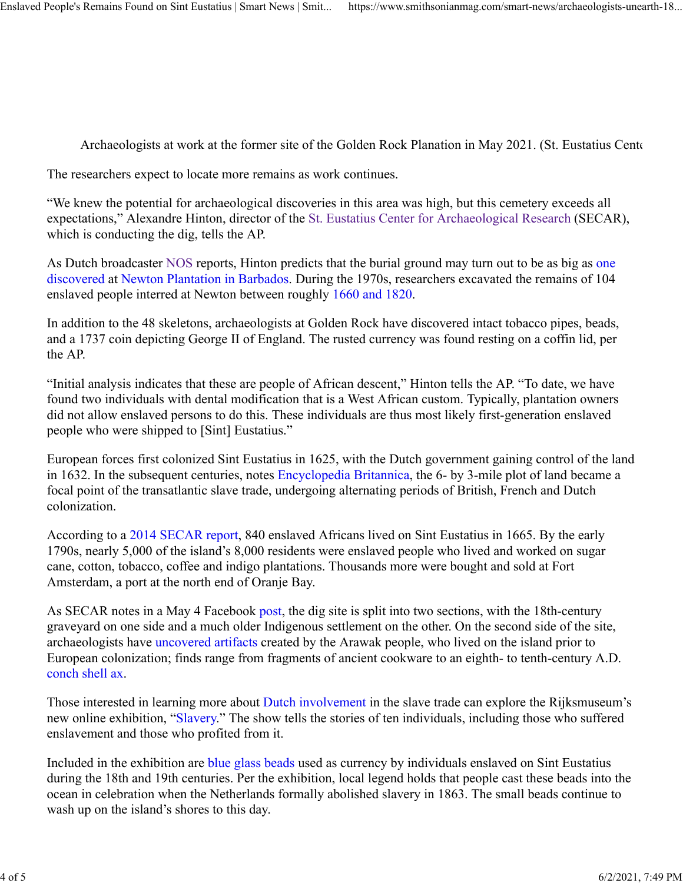Archaeologists at work at the former site of the Golden Rock Planation in May 2021. (St. Eustatius Cente

The researchers expect to locate more remains as work continues.

“We knew the potential for archaeological discoveries in this area was high, but this cemetery exceeds all expectations,” Alexandre Hinton, director of the St. Eustatius Center for Archaeological Research (SECAR), which is conducting the dig, tells the AP.

As Dutch broadcaster NOS reports, Hinton predicts that the burial ground may turn out to be as big as one discovered at Newton Plantation in Barbados. During the 1970s, researchers excavated the remains of 104 enslaved people interred at Newton between roughly 1660 and 1820.

In addition to the 48 skeletons, archaeologists at Golden Rock have discovered intact tobacco pipes, beads, and a 1737 coin depicting George II of England. The rusted currency was found resting on a coffin lid, per the AP.

“Initial analysis indicates that these are people of African descent,” Hinton tells the AP. “To date, we have found two individuals with dental modification that is a West African custom. Typically, plantation owners did not allow enslaved persons to do this. These individuals are thus most likely first-generation enslaved people who were shipped to [Sint] Eustatius.”

European forces first colonized Sint Eustatius in 1625, with the Dutch government gaining control of the land in 1632. In the subsequent centuries, notes Encyclopedia Britannica, the 6- by 3-mile plot of land became a focal point of the transatlantic slave trade, undergoing alternating periods of British, French and Dutch colonization.

According to a 2014 SECAR report, 840 enslaved Africans lived on Sint Eustatius in 1665. By the early 1790s, nearly 5,000 of the island’s 8,000 residents were enslaved people who lived and worked on sugar cane, cotton, tobacco, coffee and indigo plantations. Thousands more were bought and sold at Fort Amsterdam, a port at the north end of Oranje Bay.

As SECAR notes in a May 4 Facebook post, the dig site is split into two sections, with the 18th-century graveyard on one side and a much older Indigenous settlement on the other. On the second side of the site, archaeologists have uncovered artifacts created by the Arawak people, who lived on the island prior to European colonization; finds range from fragments of ancient cookware to an eighth- to tenth-century A.D. conch shell ax.

Those interested in learning more about Dutch involvement in the slave trade can explore the Rijksmuseum’s new online exhibition, “Slavery.” The show tells the stories of ten individuals, including those who suffered enslavement and those who profited from it.

Included in the exhibition are blue glass beads used as currency by individuals enslaved on Sint Eustatius during the 18th and 19th centuries. Per the exhibition, local legend holds that people cast these beads into the ocean in celebration when the Netherlands formally abolished slavery in 1863. The small beads continue to wash up on the island’s shores to this day.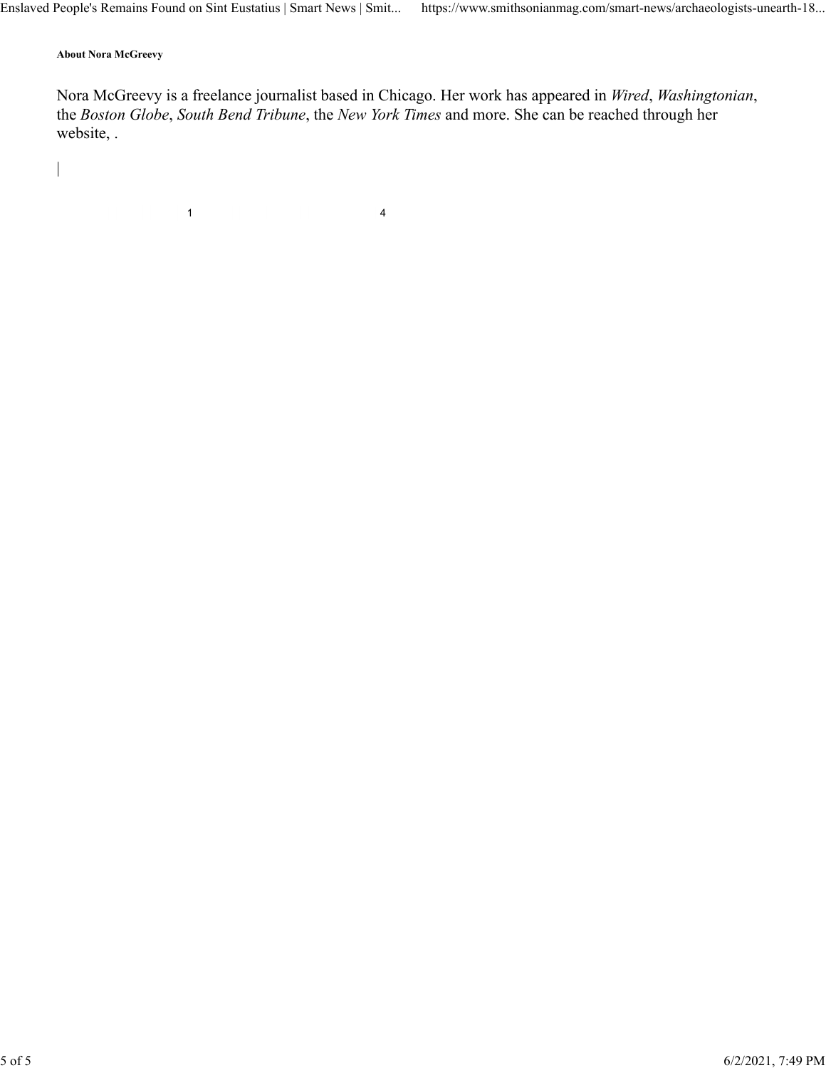**About Nora McGreevy**

Nora McGreevy is a freelance journalist based in Chicago. Her work has appeared in *Wired*, *Washingtonian*, the *Boston Globe*, *South Bend Tribune*, the *New York Times* and more. She can be reached through her website, .

|

1 4